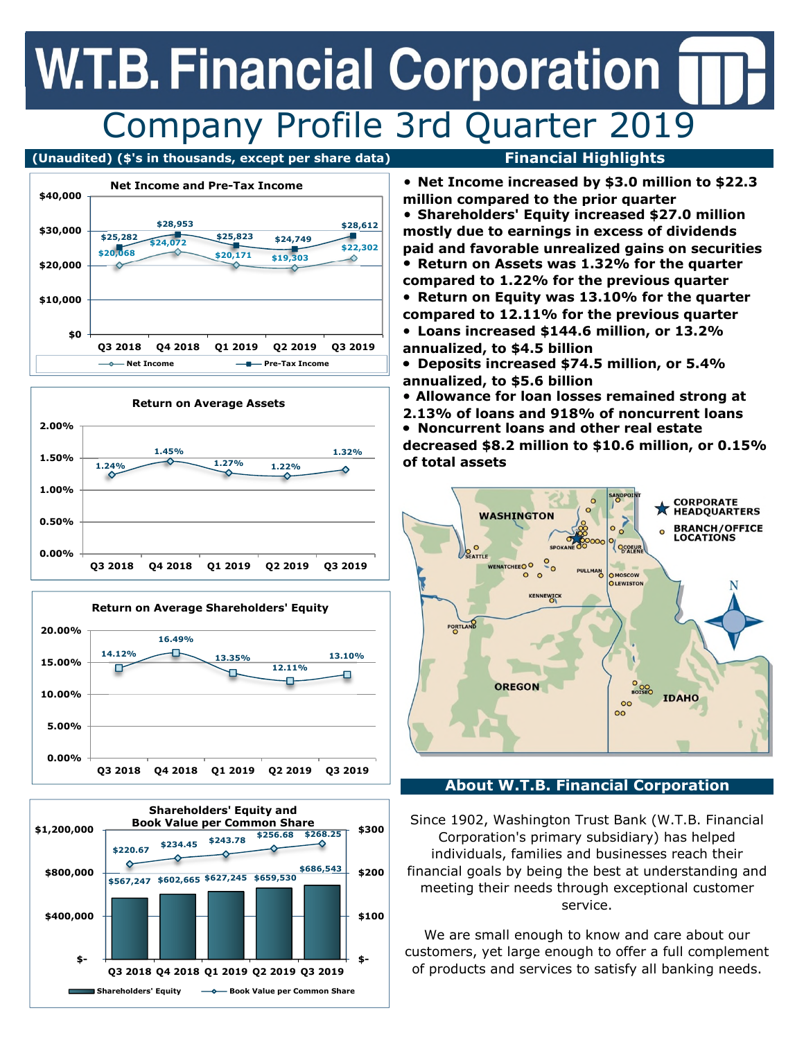# W.T.B. Financial Corporation

## Company Profile 3rd Quarter 2019

**(Unaudited) ($'s in thousands, except per share data)**

### Net Income and Pre-Tax Income

| | Q3 2018 | Q4 2018 | Q1 2019 | Q2 2019 | Q3 2019 |
|---|---|---|---|---|---|
| Net Income | $20,068 | $24,072 | $20,171 | $19,303 | $22,302 |
| Pre-Tax Income | $25,282 | $28,953 | $25,823 | $24,749 | $28,612 |

### Return on Average Assets

| Q3 2018 | Q4 2018 | Q1 2019 | Q2 2019 | Q3 2019 |
|---|---|---|---|---|
| 1.24% | 1.45% | 1.27% | 1.22% | 1.32% |

### Return on Average Shareholders' Equity

| Q3 2018 | Q4 2018 | Q1 2019 | Q2 2019 | Q3 2019 |
|---|---|---|---|---|
| 14.12% | 16.49% | 13.35% | 12.11% | 13.10% |

### Shareholders' Equity and Book Value per Common Share

| | Q3 2018 | Q4 2018 | Q1 2019 | Q2 2019 | Q3 2019 |
|---|---|---|---|---|---|
| Shareholders' Equity | $567,247 | $602,665 | $627,245 | $659,530 | $686,543 |
| Book Value per Common Share | $220.67 | $234.45 | $243.78 | $256.68 | $268.25 |

## Financial Highlights

- **Net Income increased by $3.0 million to $22.3 million compared to the prior quarter**
- **Shareholders' Equity increased $27.0 million mostly due to earnings in excess of dividends paid and favorable unrealized gains on securities**
- **Return on Assets was 1.32% for the quarter compared to 1.22% for the previous quarter**
- **Return on Equity was 13.10% for the quarter compared to 12.11% for the previous quarter**
- **Loans increased $144.6 million, or 13.2% annualized, to $4.5 billion**
- **Deposits increased $74.5 million, or 5.4% annualized, to $5.6 billion**
- **Allowance for loan losses remained strong at 2.13% of loans and 918% of noncurrent loans**
- **Noncurrent loans and other real estate decreased $8.2 million to $10.6 million, or 0.15% of total assets**

CORPORATE HEADQUARTERS · BRANCH/OFFICE LOCATIONS

WASHINGTON · OREGON · IDAHO · SANDPOINT · SEATTLE · SPOKANE · COEUR D'ALENE · WENATCHEE · PULLMAN · MOSCOW · LEWISTON · KENNEWICK · PORTLAND · BOISE

## About W.T.B. Financial Corporation

Since 1902, Washington Trust Bank (W.T.B. Financial Corporation's primary subsidiary) has helped individuals, families and businesses reach their financial goals by being the best at understanding and meeting their needs through exceptional customer service.

We are small enough to know and care about our customers, yet large enough to offer a full complement of products and services to satisfy all banking needs.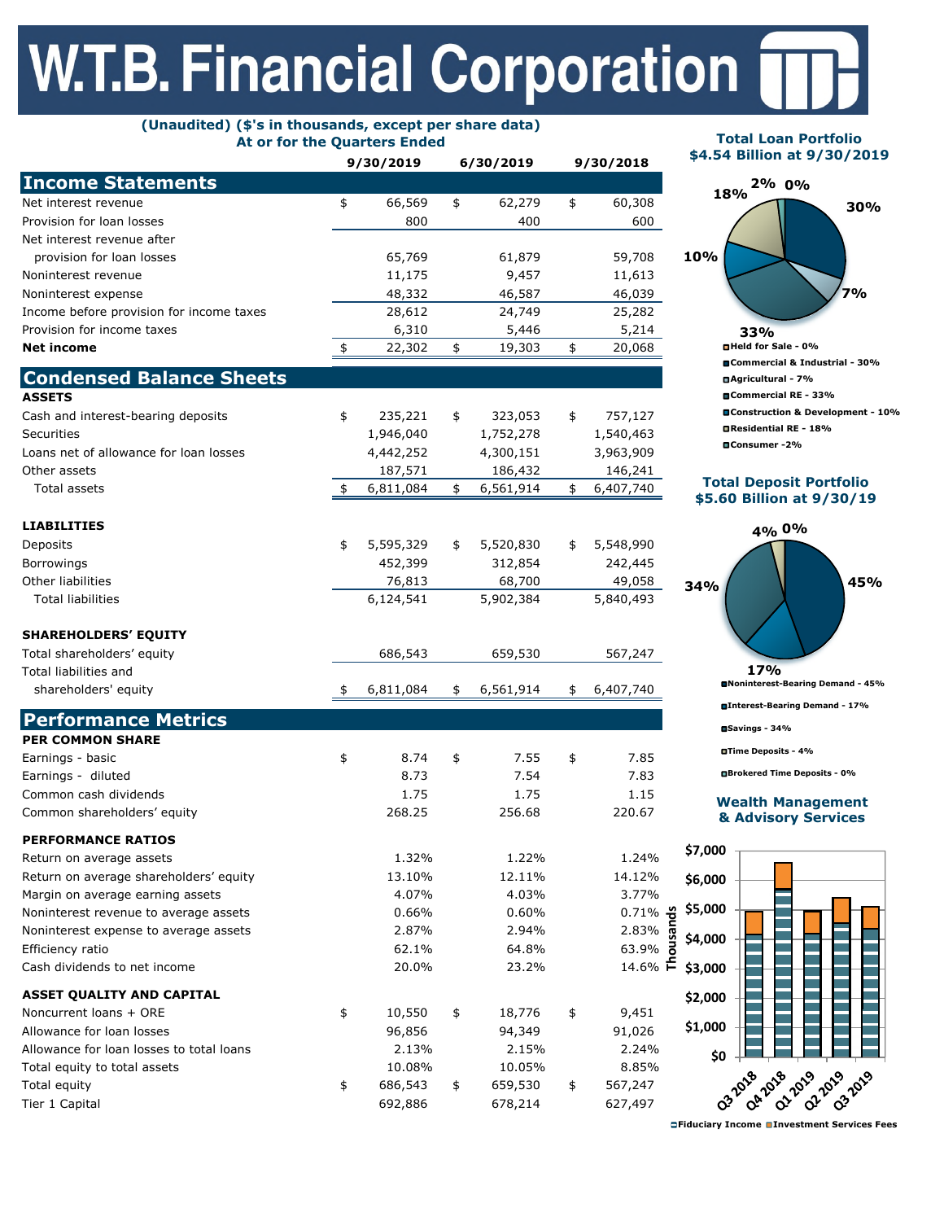# W.T.B. Financial Corporation

**(Unaudited) ($'s in thousands, except per share data)**
**At or for the Quarters Ended**

| | 9/30/2019 | 6/30/2019 | 9/30/2018 |
|---|---|---|---|
| **Income Statements** | | | |
| Net interest revenue | $ 66,569 | $ 62,279 | $ 60,308 |
| Provision for loan losses | 800 | 400 | 600 |
| Net interest revenue after provision for loan losses | 65,769 | 61,879 | 59,708 |
| Noninterest revenue | 11,175 | 9,457 | 11,613 |
| Noninterest expense | 48,332 | 46,587 | 46,039 |
| Income before provision for income taxes | 28,612 | 24,749 | 25,282 |
| Provision for income taxes | 6,310 | 5,446 | 5,214 |
| **Net income** | $ 22,302 | $ 19,303 | $ 20,068 |
| **Condensed Balance Sheets** | | | |
| **ASSETS** | | | |
| Cash and interest-bearing deposits | $ 235,221 | $ 323,053 | $ 757,127 |
| Securities | 1,946,040 | 1,752,278 | 1,540,463 |
| Loans net of allowance for loan losses | 4,442,252 | 4,300,151 | 3,963,909 |
| Other assets | 187,571 | 186,432 | 146,241 |
| Total assets | $ 6,811,084 | $ 6,561,914 | $ 6,407,740 |
| **LIABILITIES** | | | |
| Deposits | $ 5,595,329 | $ 5,520,830 | $ 5,548,990 |
| Borrowings | 452,399 | 312,854 | 242,445 |
| Other liabilities | 76,813 | 68,700 | 49,058 |
| Total liabilities | 6,124,541 | 5,902,384 | 5,840,493 |
| **SHAREHOLDERS' EQUITY** | | | |
| Total shareholders' equity | 686,543 | 659,530 | 567,247 |
| Total liabilities and shareholders' equity | $ 6,811,084 | $ 6,561,914 | $ 6,407,740 |
| **Performance Metrics** | | | |
| **PER COMMON SHARE** | | | |
| Earnings - basic | $ 8.74 | $ 7.55 | $ 7.85 |
| Earnings - diluted | 8.73 | 7.54 | 7.83 |
| Common cash dividends | 1.75 | 1.75 | 1.15 |
| Common shareholders' equity | 268.25 | 256.68 | 220.67 |
| **PERFORMANCE RATIOS** | | | |
| Return on average assets | 1.32% | 1.22% | 1.24% |
| Return on average shareholders' equity | 13.10% | 12.11% | 14.12% |
| Margin on average earning assets | 4.07% | 4.03% | 3.77% |
| Noninterest revenue to average assets | 0.66% | 0.60% | 0.71% |
| Noninterest expense to average assets | 2.87% | 2.94% | 2.83% |
| Efficiency ratio | 62.1% | 64.8% | 63.9% |
| Cash dividends to net income | 20.0% | 23.2% | 14.6% |
| **ASSET QUALITY AND CAPITAL** | | | |
| Noncurrent loans + ORE | $ 10,550 | $ 18,776 | $ 9,451 |
| Allowance for loan losses | 96,856 | 94,349 | 91,026 |
| Allowance for loan losses to total loans | 2.13% | 2.15% | 2.24% |
| Total equity to total assets | 10.08% | 10.05% | 8.85% |
| Total equity | $ 686,543 | $ 659,530 | $ 567,247 |
| Tier 1 Capital | 692,886 | 678,214 | 627,497 |

**Total Loan Portfolio**
**$4.54 Billion at 9/30/2019**

2% 0% 30% 7% 33% 10% 18%

- Held for Sale - 0%
- Commercial & Industrial - 30%
- Agricultural - 7%
- Commercial RE - 33%
- Construction & Development - 10%
- Residential RE - 18%
- Consumer -2%

**Total Deposit Portfolio**
**$5.60 Billion at 9/30/19**

4% 0% 45% 17% 34%

- Noninterest-Bearing Demand - 45%
- Interest-Bearing Demand - 17%
- Savings - 34%
- Time Deposits - 4%
- Brokered Time Deposits - 0%

**Wealth Management & Advisory Services**

$7,000
$6,000
$5,000
$4,000
$3,000
$2,000
$1,000
$0

Thousands

Q3 2018 Q4 2018 Q1 2019 Q2 2019 Q3 2019

Fiduciary Income, Investment Services Fees